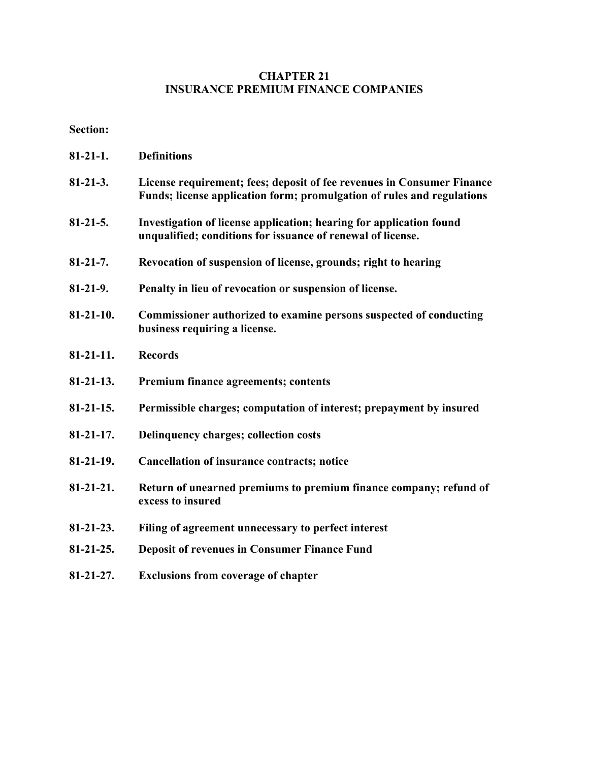# CHAPTER 21
# INSURANCE PREMIUM FINANCE COMPANIES

**Section:**

**81-21-1.** **Definitions**

**81-21-3.** **License requirement; fees; deposit of fee revenues in Consumer Finance Funds; license application form; promulgation of rules and regulations**

**81-21-5.** **Investigation of license application; hearing for application found unqualified; conditions for issuance of renewal of license.**

**81-21-7.** **Revocation of suspension of license, grounds; right to hearing**

**81-21-9.** **Penalty in lieu of revocation or suspension of license.**

**81-21-10.** **Commissioner authorized to examine persons suspected of conducting business requiring a license.**

**81-21-11.** **Records**

**81-21-13.** **Premium finance agreements; contents**

**81-21-15.** **Permissible charges; computation of interest; prepayment by insured**

**81-21-17.** **Delinquency charges; collection costs**

**81-21-19.** **Cancellation of insurance contracts; notice**

**81-21-21.** **Return of unearned premiums to premium finance company; refund of excess to insured**

**81-21-23.** **Filing of agreement unnecessary to perfect interest**

**81-21-25.** **Deposit of revenues in Consumer Finance Fund**

**81-21-27.** **Exclusions from coverage of chapter**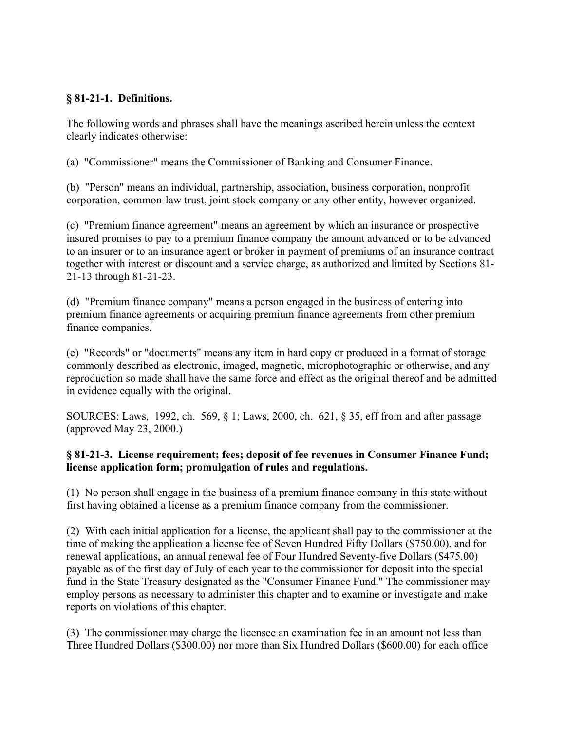**§ 81-21-1. Definitions.**

The following words and phrases shall have the meanings ascribed herein unless the context clearly indicates otherwise:

(a) "Commissioner" means the Commissioner of Banking and Consumer Finance.

(b) "Person" means an individual, partnership, association, business corporation, nonprofit corporation, common-law trust, joint stock company or any other entity, however organized.

(c) "Premium finance agreement" means an agreement by which an insurance or prospective insured promises to pay to a premium finance company the amount advanced or to be advanced to an insurer or to an insurance agent or broker in payment of premiums of an insurance contract together with interest or discount and a service charge, as authorized and limited by Sections 81-21-13 through 81-21-23.

(d) "Premium finance company" means a person engaged in the business of entering into premium finance agreements or acquiring premium finance agreements from other premium finance companies.

(e) "Records" or "documents" means any item in hard copy or produced in a format of storage commonly described as electronic, imaged, magnetic, microphotographic or otherwise, and any reproduction so made shall have the same force and effect as the original thereof and be admitted in evidence equally with the original.

SOURCES: Laws, 1992, ch. 569, § 1; Laws, 2000, ch. 621, § 35, eff from and after passage (approved May 23, 2000.)

**§ 81-21-3. License requirement; fees; deposit of fee revenues in Consumer Finance Fund; license application form; promulgation of rules and regulations.**

(1) No person shall engage in the business of a premium finance company in this state without first having obtained a license as a premium finance company from the commissioner.

(2) With each initial application for a license, the applicant shall pay to the commissioner at the time of making the application a license fee of Seven Hundred Fifty Dollars ($750.00), and for renewal applications, an annual renewal fee of Four Hundred Seventy-five Dollars ($475.00) payable as of the first day of July of each year to the commissioner for deposit into the special fund in the State Treasury designated as the "Consumer Finance Fund." The commissioner may employ persons as necessary to administer this chapter and to examine or investigate and make reports on violations of this chapter.

(3) The commissioner may charge the licensee an examination fee in an amount not less than Three Hundred Dollars ($300.00) nor more than Six Hundred Dollars ($600.00) for each office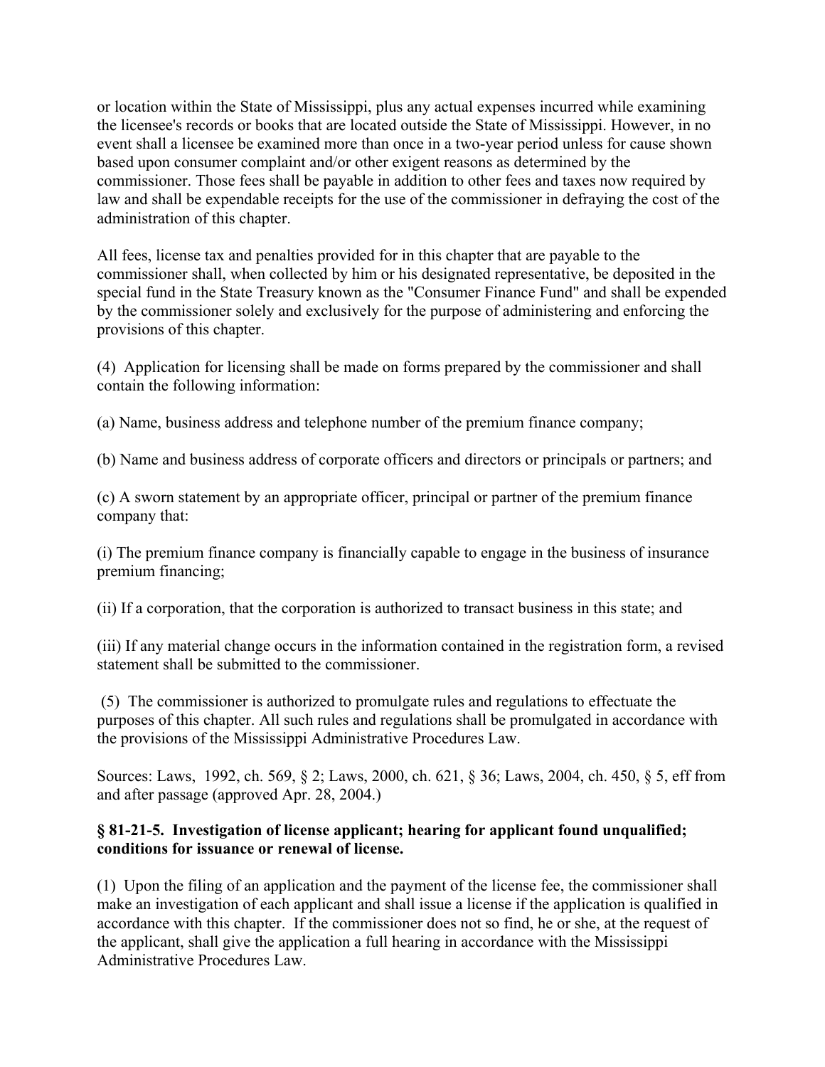or location within the State of Mississippi, plus any actual expenses incurred while examining the licensee's records or books that are located outside the State of Mississippi. However, in no event shall a licensee be examined more than once in a two-year period unless for cause shown based upon consumer complaint and/or other exigent reasons as determined by the commissioner. Those fees shall be payable in addition to other fees and taxes now required by law and shall be expendable receipts for the use of the commissioner in defraying the cost of the administration of this chapter.

All fees, license tax and penalties provided for in this chapter that are payable to the commissioner shall, when collected by him or his designated representative, be deposited in the special fund in the State Treasury known as the "Consumer Finance Fund" and shall be expended by the commissioner solely and exclusively for the purpose of administering and enforcing the provisions of this chapter.

(4) Application for licensing shall be made on forms prepared by the commissioner and shall contain the following information:

(a) Name, business address and telephone number of the premium finance company;

(b) Name and business address of corporate officers and directors or principals or partners; and

(c) A sworn statement by an appropriate officer, principal or partner of the premium finance company that:

(i) The premium finance company is financially capable to engage in the business of insurance premium financing;

(ii) If a corporation, that the corporation is authorized to transact business in this state; and

(iii) If any material change occurs in the information contained in the registration form, a revised statement shall be submitted to the commissioner.

(5) The commissioner is authorized to promulgate rules and regulations to effectuate the purposes of this chapter. All such rules and regulations shall be promulgated in accordance with the provisions of the Mississippi Administrative Procedures Law.

Sources: Laws, 1992, ch. 569, § 2; Laws, 2000, ch. 621, § 36; Laws, 2004, ch. 450, § 5, eff from and after passage (approved Apr. 28, 2004.)

### § 81-21-5. Investigation of license applicant; hearing for applicant found unqualified; conditions for issuance or renewal of license.

(1) Upon the filing of an application and the payment of the license fee, the commissioner shall make an investigation of each applicant and shall issue a license if the application is qualified in accordance with this chapter. If the commissioner does not so find, he or she, at the request of the applicant, shall give the application a full hearing in accordance with the Mississippi Administrative Procedures Law.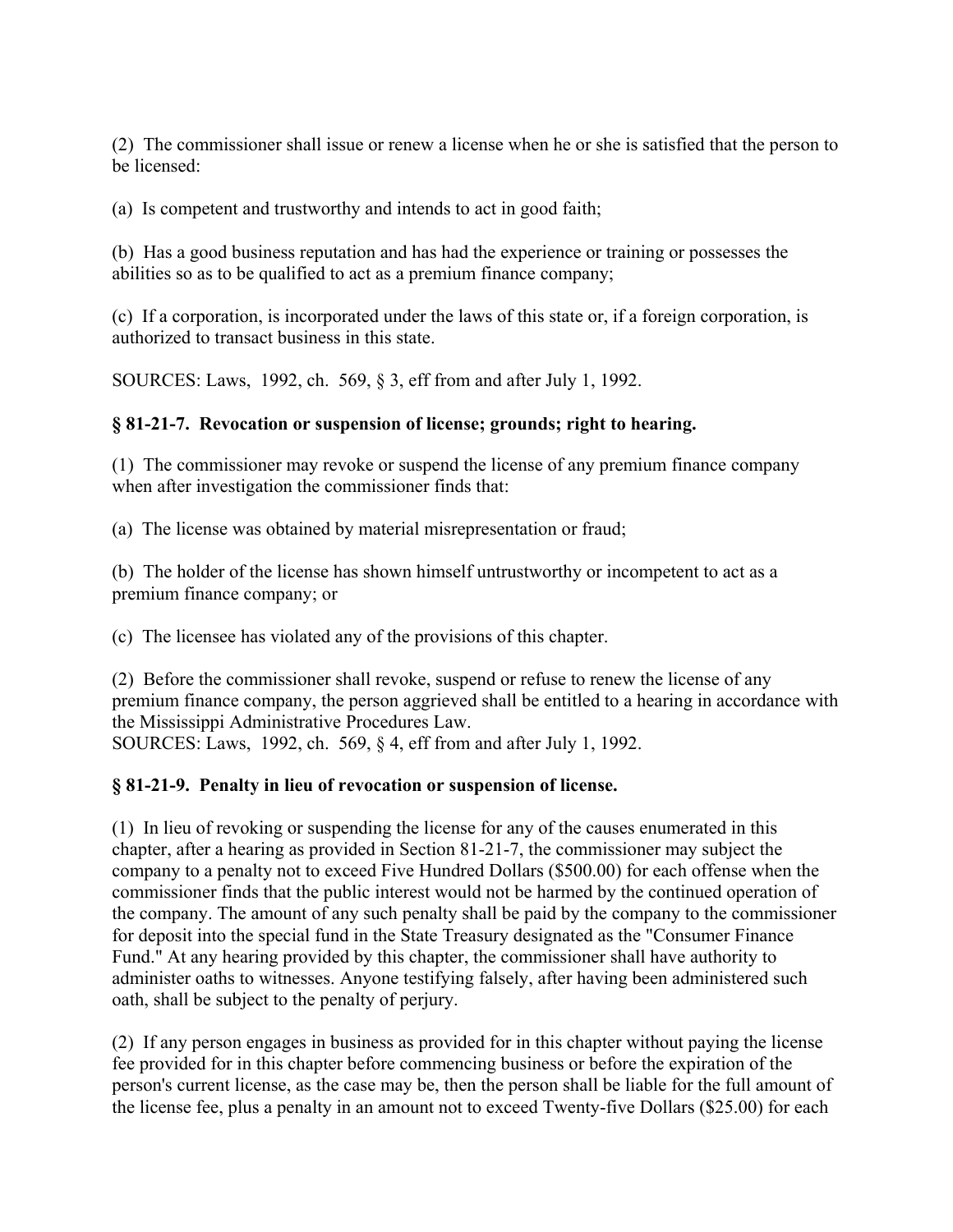(2) The commissioner shall issue or renew a license when he or she is satisfied that the person to be licensed:

(a) Is competent and trustworthy and intends to act in good faith;

(b) Has a good business reputation and has had the experience or training or possesses the abilities so as to be qualified to act as a premium finance company;

(c) If a corporation, is incorporated under the laws of this state or, if a foreign corporation, is authorized to transact business in this state.

SOURCES: Laws, 1992, ch. 569, § 3, eff from and after July 1, 1992.

### § 81-21-7. Revocation or suspension of license; grounds; right to hearing.

(1) The commissioner may revoke or suspend the license of any premium finance company when after investigation the commissioner finds that:

(a) The license was obtained by material misrepresentation or fraud;

(b) The holder of the license has shown himself untrustworthy or incompetent to act as a premium finance company; or

(c) The licensee has violated any of the provisions of this chapter.

(2) Before the commissioner shall revoke, suspend or refuse to renew the license of any premium finance company, the person aggrieved shall be entitled to a hearing in accordance with the Mississippi Administrative Procedures Law.
SOURCES: Laws, 1992, ch. 569, § 4, eff from and after July 1, 1992.

### § 81-21-9. Penalty in lieu of revocation or suspension of license.

(1) In lieu of revoking or suspending the license for any of the causes enumerated in this chapter, after a hearing as provided in Section 81-21-7, the commissioner may subject the company to a penalty not to exceed Five Hundred Dollars ($500.00) for each offense when the commissioner finds that the public interest would not be harmed by the continued operation of the company. The amount of any such penalty shall be paid by the company to the commissioner for deposit into the special fund in the State Treasury designated as the "Consumer Finance Fund." At any hearing provided by this chapter, the commissioner shall have authority to administer oaths to witnesses. Anyone testifying falsely, after having been administered such oath, shall be subject to the penalty of perjury.

(2) If any person engages in business as provided for in this chapter without paying the license fee provided for in this chapter before commencing business or before the expiration of the person's current license, as the case may be, then the person shall be liable for the full amount of the license fee, plus a penalty in an amount not to exceed Twenty-five Dollars ($25.00) for each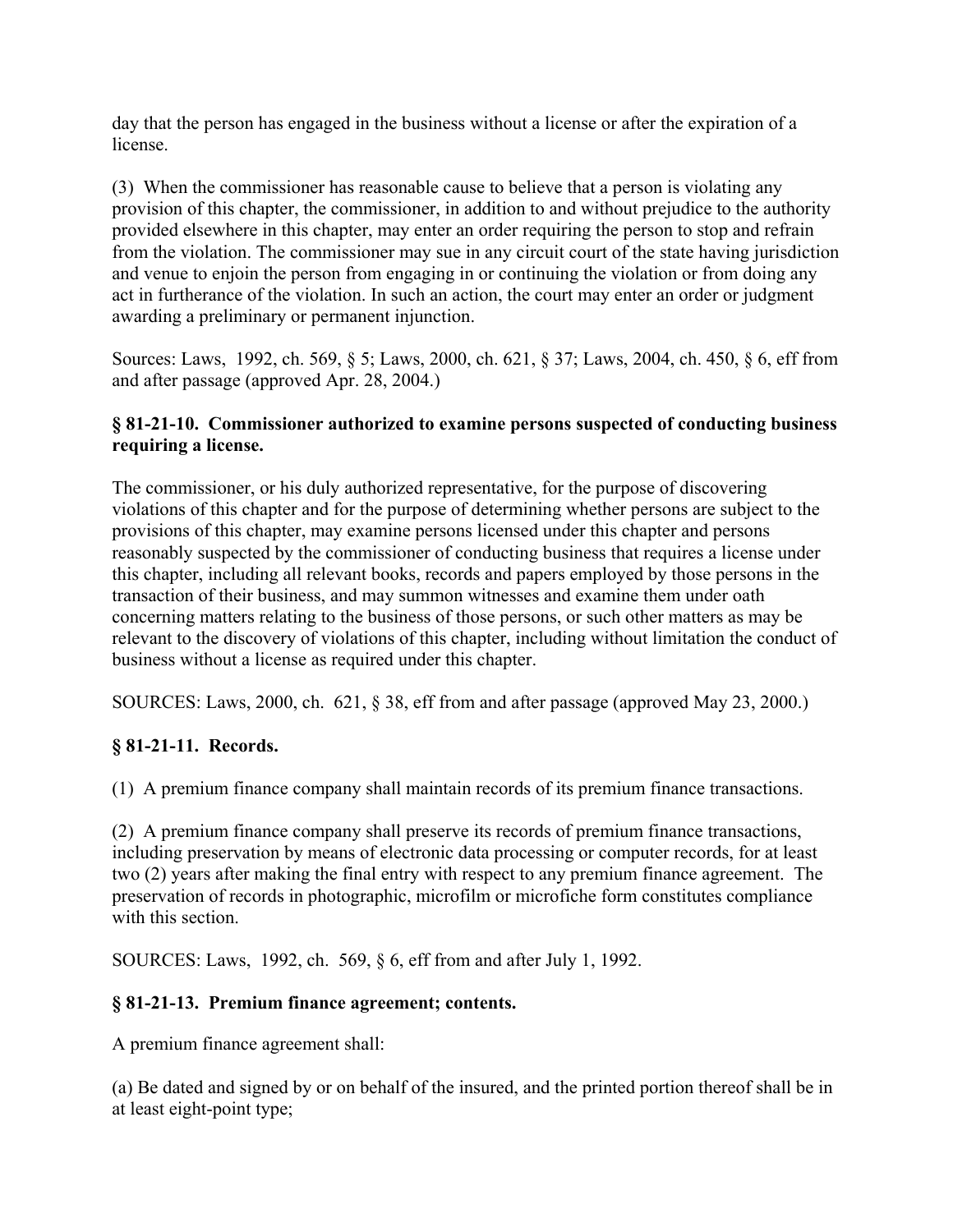day that the person has engaged in the business without a license or after the expiration of a license.

(3) When the commissioner has reasonable cause to believe that a person is violating any provision of this chapter, the commissioner, in addition to and without prejudice to the authority provided elsewhere in this chapter, may enter an order requiring the person to stop and refrain from the violation. The commissioner may sue in any circuit court of the state having jurisdiction and venue to enjoin the person from engaging in or continuing the violation or from doing any act in furtherance of the violation. In such an action, the court may enter an order or judgment awarding a preliminary or permanent injunction.

Sources: Laws, 1992, ch. 569, § 5; Laws, 2000, ch. 621, § 37; Laws, 2004, ch. 450, § 6, eff from and after passage (approved Apr. 28, 2004.)

### § 81-21-10. Commissioner authorized to examine persons suspected of conducting business requiring a license.

The commissioner, or his duly authorized representative, for the purpose of discovering violations of this chapter and for the purpose of determining whether persons are subject to the provisions of this chapter, may examine persons licensed under this chapter and persons reasonably suspected by the commissioner of conducting business that requires a license under this chapter, including all relevant books, records and papers employed by those persons in the transaction of their business, and may summon witnesses and examine them under oath concerning matters relating to the business of those persons, or such other matters as may be relevant to the discovery of violations of this chapter, including without limitation the conduct of business without a license as required under this chapter.

SOURCES: Laws, 2000, ch. 621, § 38, eff from and after passage (approved May 23, 2000.)

### § 81-21-11. Records.

(1) A premium finance company shall maintain records of its premium finance transactions.

(2) A premium finance company shall preserve its records of premium finance transactions, including preservation by means of electronic data processing or computer records, for at least two (2) years after making the final entry with respect to any premium finance agreement. The preservation of records in photographic, microfilm or microfiche form constitutes compliance with this section.

SOURCES: Laws, 1992, ch. 569, § 6, eff from and after July 1, 1992.

### § 81-21-13. Premium finance agreement; contents.

A premium finance agreement shall:

(a) Be dated and signed by or on behalf of the insured, and the printed portion thereof shall be in at least eight-point type;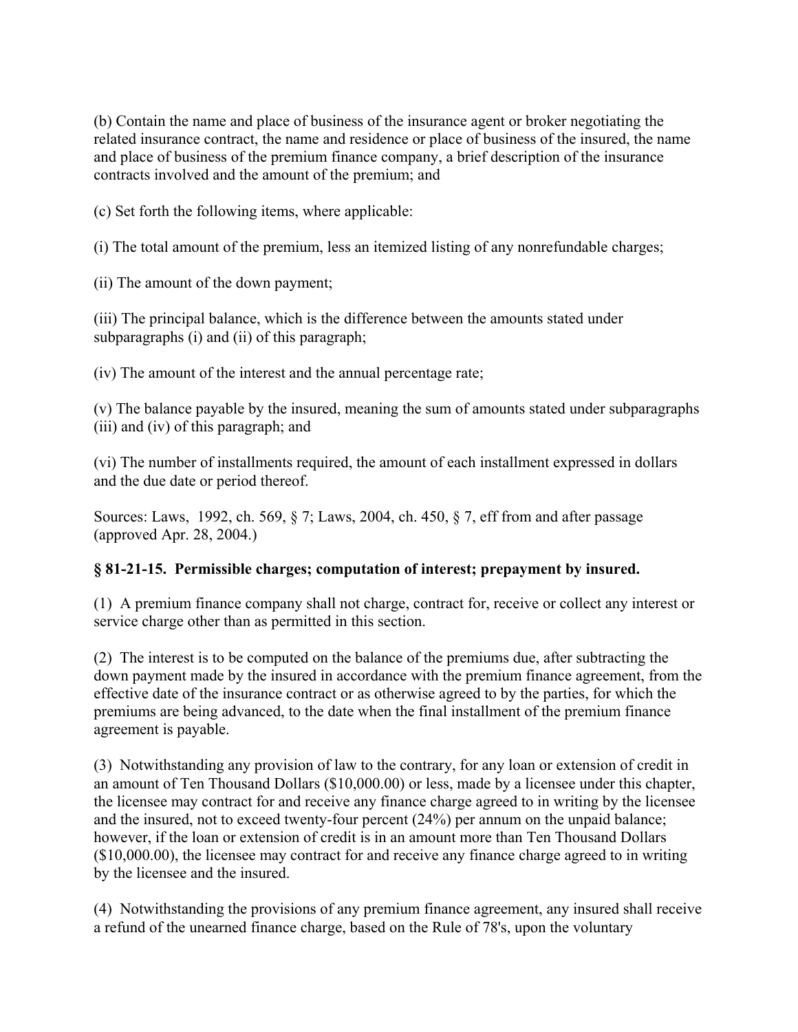(b) Contain the name and place of business of the insurance agent or broker negotiating the related insurance contract, the name and residence or place of business of the insured, the name and place of business of the premium finance company, a brief description of the insurance contracts involved and the amount of the premium; and

(c) Set forth the following items, where applicable:

(i) The total amount of the premium, less an itemized listing of any nonrefundable charges;

(ii) The amount of the down payment;

(iii) The principal balance, which is the difference between the amounts stated under subparagraphs (i) and (ii) of this paragraph;

(iv) The amount of the interest and the annual percentage rate;

(v) The balance payable by the insured, meaning the sum of amounts stated under subparagraphs (iii) and (iv) of this paragraph; and

(vi) The number of installments required, the amount of each installment expressed in dollars and the due date or period thereof.

Sources: Laws, 1992, ch. 569, § 7; Laws, 2004, ch. 450, § 7, eff from and after passage (approved Apr. 28, 2004.)

**§ 81-21-15. Permissible charges; computation of interest; prepayment by insured.**

(1) A premium finance company shall not charge, contract for, receive or collect any interest or service charge other than as permitted in this section.

(2) The interest is to be computed on the balance of the premiums due, after subtracting the down payment made by the insured in accordance with the premium finance agreement, from the effective date of the insurance contract or as otherwise agreed to by the parties, for which the premiums are being advanced, to the date when the final installment of the premium finance agreement is payable.

(3) Notwithstanding any provision of law to the contrary, for any loan or extension of credit in an amount of Ten Thousand Dollars ($10,000.00) or less, made by a licensee under this chapter, the licensee may contract for and receive any finance charge agreed to in writing by the licensee and the insured, not to exceed twenty-four percent (24%) per annum on the unpaid balance; however, if the loan or extension of credit is in an amount more than Ten Thousand Dollars ($10,000.00), the licensee may contract for and receive any finance charge agreed to in writing by the licensee and the insured.

(4) Notwithstanding the provisions of any premium finance agreement, any insured shall receive a refund of the unearned finance charge, based on the Rule of 78's, upon the voluntary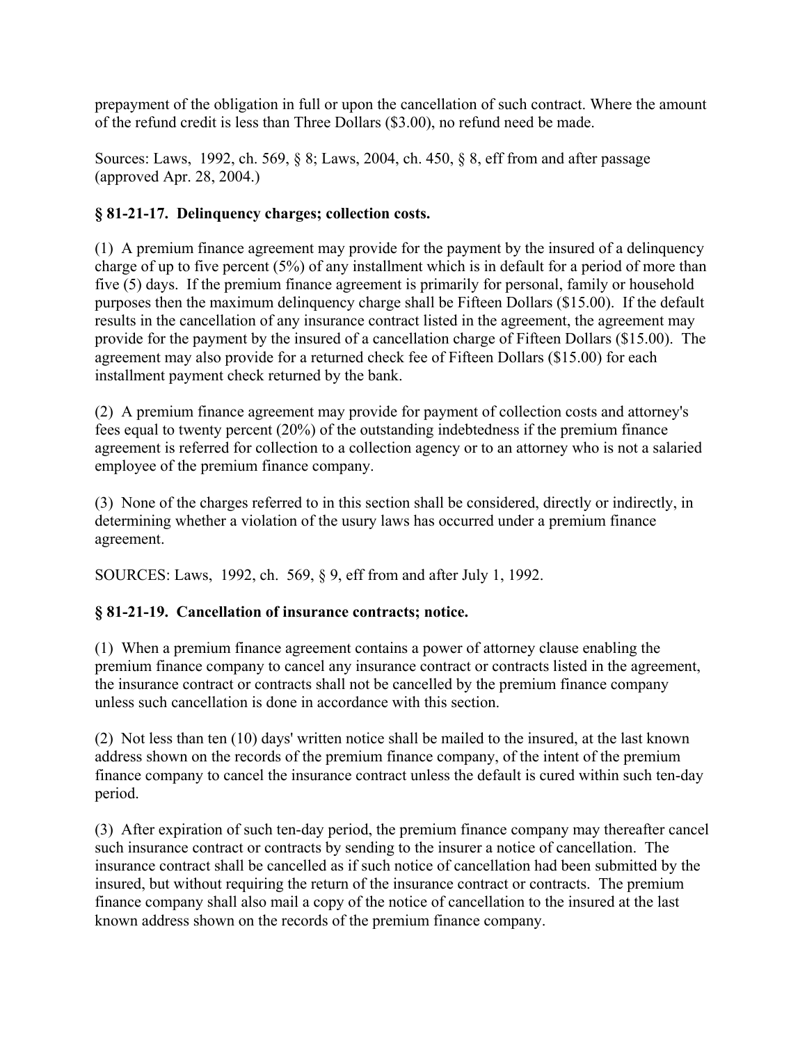prepayment of the obligation in full or upon the cancellation of such contract. Where the amount of the refund credit is less than Three Dollars ($3.00), no refund need be made.

Sources: Laws, 1992, ch. 569, § 8; Laws, 2004, ch. 450, § 8, eff from and after passage (approved Apr. 28, 2004.)

### § 81-21-17. Delinquency charges; collection costs.

(1) A premium finance agreement may provide for the payment by the insured of a delinquency charge of up to five percent (5%) of any installment which is in default for a period of more than five (5) days. If the premium finance agreement is primarily for personal, family or household purposes then the maximum delinquency charge shall be Fifteen Dollars ($15.00). If the default results in the cancellation of any insurance contract listed in the agreement, the agreement may provide for the payment by the insured of a cancellation charge of Fifteen Dollars ($15.00). The agreement may also provide for a returned check fee of Fifteen Dollars ($15.00) for each installment payment check returned by the bank.

(2) A premium finance agreement may provide for payment of collection costs and attorney's fees equal to twenty percent (20%) of the outstanding indebtedness if the premium finance agreement is referred for collection to a collection agency or to an attorney who is not a salaried employee of the premium finance company.

(3) None of the charges referred to in this section shall be considered, directly or indirectly, in determining whether a violation of the usury laws has occurred under a premium finance agreement.

SOURCES: Laws, 1992, ch. 569, § 9, eff from and after July 1, 1992.

### § 81-21-19. Cancellation of insurance contracts; notice.

(1) When a premium finance agreement contains a power of attorney clause enabling the premium finance company to cancel any insurance contract or contracts listed in the agreement, the insurance contract or contracts shall not be cancelled by the premium finance company unless such cancellation is done in accordance with this section.

(2) Not less than ten (10) days' written notice shall be mailed to the insured, at the last known address shown on the records of the premium finance company, of the intent of the premium finance company to cancel the insurance contract unless the default is cured within such ten-day period.

(3) After expiration of such ten-day period, the premium finance company may thereafter cancel such insurance contract or contracts by sending to the insurer a notice of cancellation. The insurance contract shall be cancelled as if such notice of cancellation had been submitted by the insured, but without requiring the return of the insurance contract or contracts. The premium finance company shall also mail a copy of the notice of cancellation to the insured at the last known address shown on the records of the premium finance company.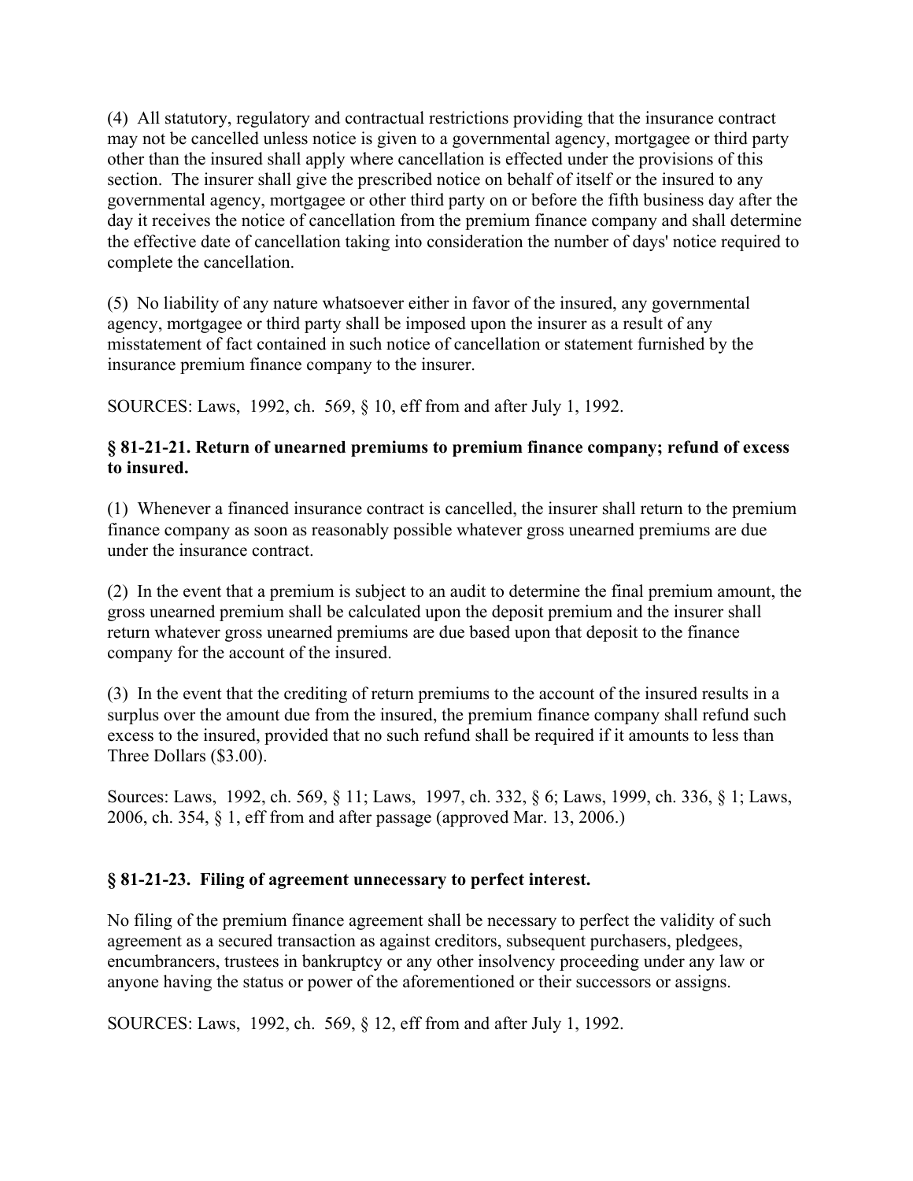(4) All statutory, regulatory and contractual restrictions providing that the insurance contract may not be cancelled unless notice is given to a governmental agency, mortgagee or third party other than the insured shall apply where cancellation is effected under the provisions of this section. The insurer shall give the prescribed notice on behalf of itself or the insured to any governmental agency, mortgagee or other third party on or before the fifth business day after the day it receives the notice of cancellation from the premium finance company and shall determine the effective date of cancellation taking into consideration the number of days' notice required to complete the cancellation.

(5) No liability of any nature whatsoever either in favor of the insured, any governmental agency, mortgagee or third party shall be imposed upon the insurer as a result of any misstatement of fact contained in such notice of cancellation or statement furnished by the insurance premium finance company to the insurer.

SOURCES: Laws, 1992, ch. 569, § 10, eff from and after July 1, 1992.

### § 81-21-21. Return of unearned premiums to premium finance company; refund of excess to insured.

(1) Whenever a financed insurance contract is cancelled, the insurer shall return to the premium finance company as soon as reasonably possible whatever gross unearned premiums are due under the insurance contract.

(2) In the event that a premium is subject to an audit to determine the final premium amount, the gross unearned premium shall be calculated upon the deposit premium and the insurer shall return whatever gross unearned premiums are due based upon that deposit to the finance company for the account of the insured.

(3) In the event that the crediting of return premiums to the account of the insured results in a surplus over the amount due from the insured, the premium finance company shall refund such excess to the insured, provided that no such refund shall be required if it amounts to less than Three Dollars ($3.00).

Sources: Laws, 1992, ch. 569, § 11; Laws, 1997, ch. 332, § 6; Laws, 1999, ch. 336, § 1; Laws, 2006, ch. 354, § 1, eff from and after passage (approved Mar. 13, 2006.)

### § 81-21-23. Filing of agreement unnecessary to perfect interest.

No filing of the premium finance agreement shall be necessary to perfect the validity of such agreement as a secured transaction as against creditors, subsequent purchasers, pledgees, encumbrancers, trustees in bankruptcy or any other insolvency proceeding under any law or anyone having the status or power of the aforementioned or their successors or assigns.

SOURCES: Laws, 1992, ch. 569, § 12, eff from and after July 1, 1992.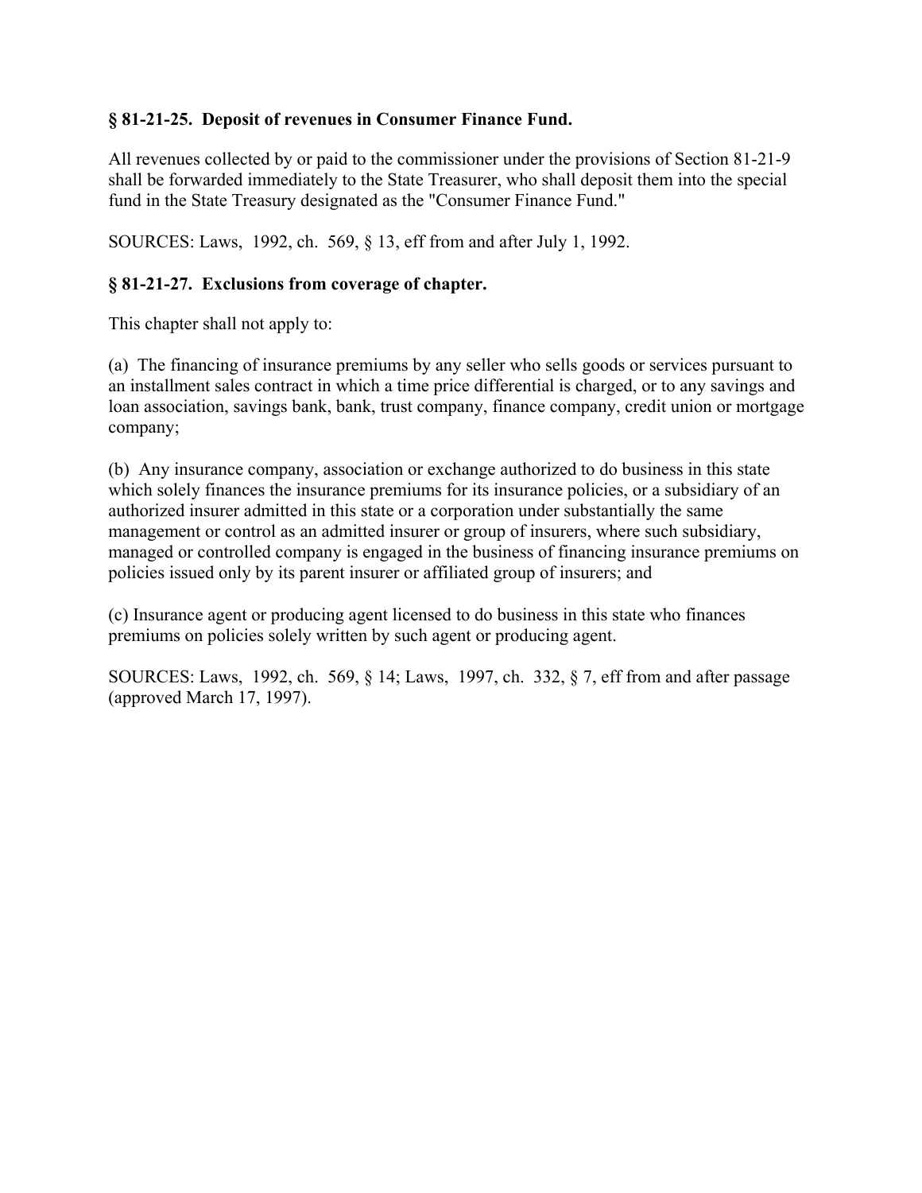**§ 81-21-25. Deposit of revenues in Consumer Finance Fund.**

All revenues collected by or paid to the commissioner under the provisions of Section 81-21-9 shall be forwarded immediately to the State Treasurer, who shall deposit them into the special fund in the State Treasury designated as the "Consumer Finance Fund."

SOURCES: Laws, 1992, ch. 569, § 13, eff from and after July 1, 1992.

**§ 81-21-27. Exclusions from coverage of chapter.**

This chapter shall not apply to:

(a) The financing of insurance premiums by any seller who sells goods or services pursuant to an installment sales contract in which a time price differential is charged, or to any savings and loan association, savings bank, bank, trust company, finance company, credit union or mortgage company;

(b) Any insurance company, association or exchange authorized to do business in this state which solely finances the insurance premiums for its insurance policies, or a subsidiary of an authorized insurer admitted in this state or a corporation under substantially the same management or control as an admitted insurer or group of insurers, where such subsidiary, managed or controlled company is engaged in the business of financing insurance premiums on policies issued only by its parent insurer or affiliated group of insurers; and

(c) Insurance agent or producing agent licensed to do business in this state who finances premiums on policies solely written by such agent or producing agent.

SOURCES: Laws, 1992, ch. 569, § 14; Laws, 1997, ch. 332, § 7, eff from and after passage (approved March 17, 1997).